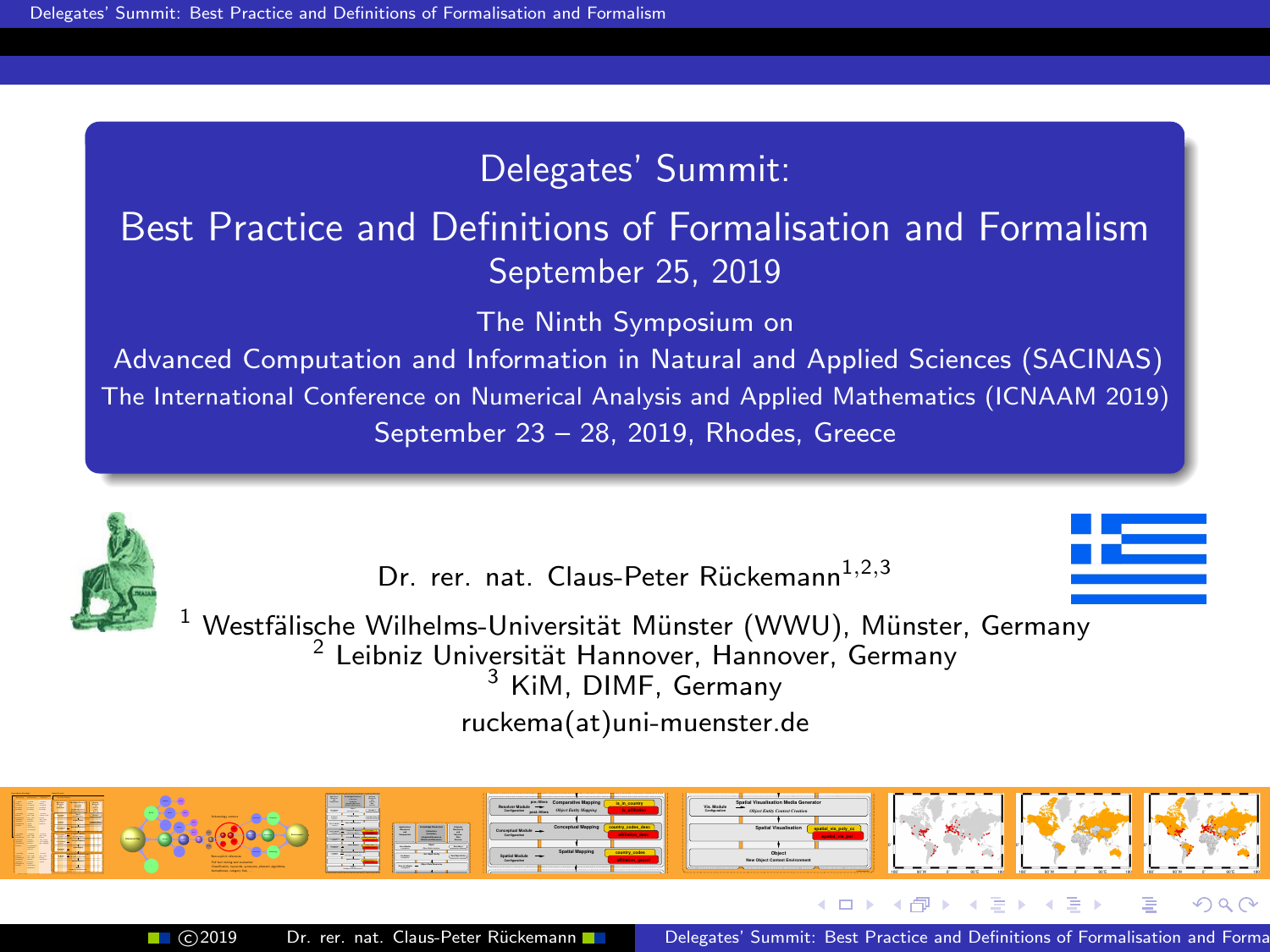# Delegates' Summit:

## Best Practice and Definitions of Formalisation and Formalism

September 25, 2019

The Ninth Symposium on

Advanced Computation and Information in Natural and Applied Sciences (SACINAS)

The International Conference on Numerical Analysis and Applied Mathematics (ICNAAM 2019)

September 23 – 28, 2019, Rhodes, Greece

Dr. rer. nat. Claus-Peter Rückemann[1,2,3]

[1] Westfälische Wilhelms-Universität Münster (WWU), Münster, Germany
[2] Leibniz Universität Hannover, Hannover, Germany
[3] KiM, DIMF, Germany

ruckema(at)uni-muenster.de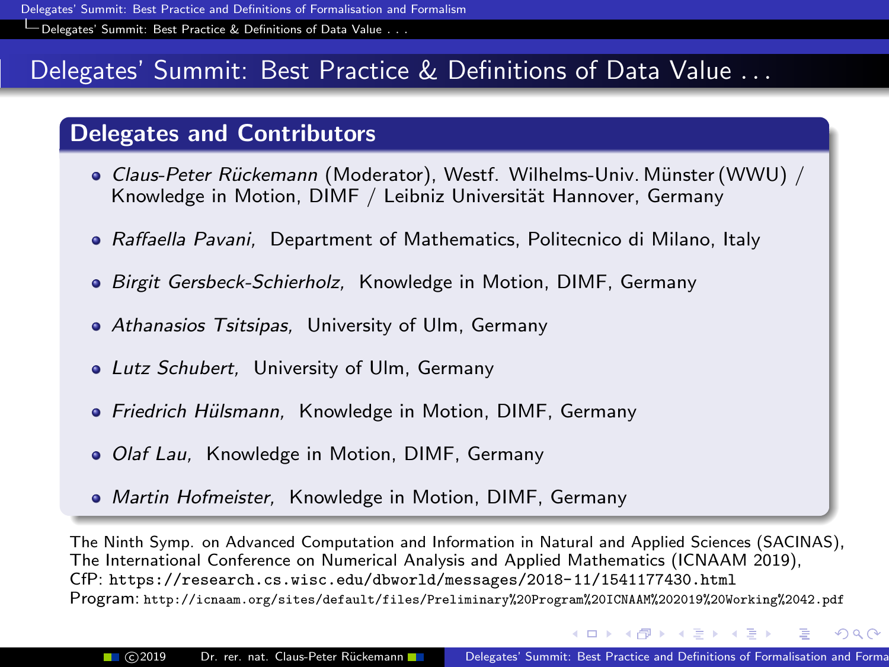# Delegates' Summit: Best Practice & Definitions of Data Value . . .

## Delegates and Contributors

- *Claus-Peter Rückemann* (Moderator), Westf. Wilhelms-Univ. Münster (WWU) / Knowledge in Motion, DIMF / Leibniz Universität Hannover, Germany
- *Raffaella Pavani,* Department of Mathematics, Politecnico di Milano, Italy
- *Birgit Gersbeck-Schierholz,* Knowledge in Motion, DIMF, Germany
- *Athanasios Tsitsipas,* University of Ulm, Germany
- *Lutz Schubert,* University of Ulm, Germany
- *Friedrich Hülsmann,* Knowledge in Motion, DIMF, Germany
- *Olaf Lau,* Knowledge in Motion, DIMF, Germany
- *Martin Hofmeister,* Knowledge in Motion, DIMF, Germany

The Ninth Symp. on Advanced Computation and Information in Natural and Applied Sciences (SACINAS), The International Conference on Numerical Analysis and Applied Mathematics (ICNAAM 2019),
CfP: `https://research.cs.wisc.edu/dbworld/messages/2018-11/1541177430.html`
Program: `http://icnaam.org/sites/default/files/Preliminary%20Program%20ICNAAM%202019%20Working%2042.pdf`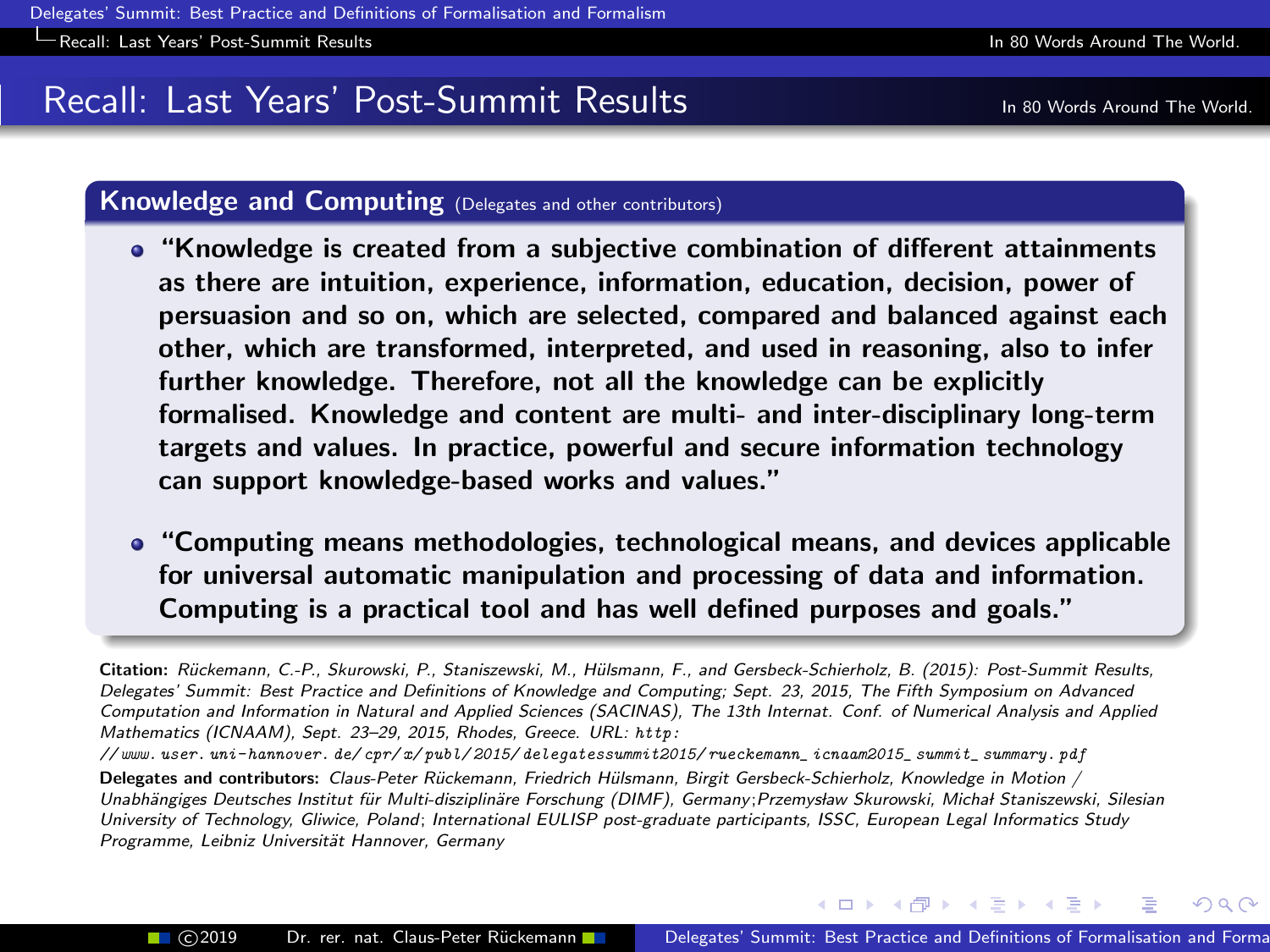# Recall: Last Years' Post-Summit Results

## Knowledge and Computing (Delegates and other contributors)

- **"Knowledge is created from a subjective combination of different attainments as there are intuition, experience, information, education, decision, power of persuasion and so on, which are selected, compared and balanced against each other, which are transformed, interpreted, and used in reasoning, also to infer further knowledge. Therefore, not all the knowledge can be explicitly formalised. Knowledge and content are multi- and inter-disciplinary long-term targets and values. In practice, powerful and secure information technology can support knowledge-based works and values."**

- **"Computing means methodologies, technological means, and devices applicable for universal automatic manipulation and processing of data and information. Computing is a practical tool and has well defined purposes and goals."**

**Citation:** *Rückemann, C.-P., Skurowski, P., Staniszewski, M., Hülsmann, F., and Gersbeck-Schierholz, B. (2015): Post-Summit Results, Delegates' Summit: Best Practice and Definitions of Knowledge and Computing; Sept. 23, 2015, The Fifth Symposium on Advanced Computation and Information in Natural and Applied Sciences (SACINAS), The 13th Internat. Conf. of Numerical Analysis and Applied Mathematics (ICNAAM), Sept. 23–29, 2015, Rhodes, Greece. URL: http://www.user.uni-hannover.de/cpr/x/publ/2015/delegatessummit2015/rueckemann_icnaam2015_summit_summary.pdf*

**Delegates and contributors:** *Claus-Peter Rückemann, Friedrich Hülsmann, Birgit Gersbeck-Schierholz, Knowledge in Motion / Unabhängiges Deutsches Institut für Multi-disziplinäre Forschung (DIMF), Germany; Przemysław Skurowski, Michał Staniszewski, Silesian University of Technology, Gliwice, Poland; International EULISP post-graduate participants, ISSC, European Legal Informatics Study Programme, Leibniz Universität Hannover, Germany*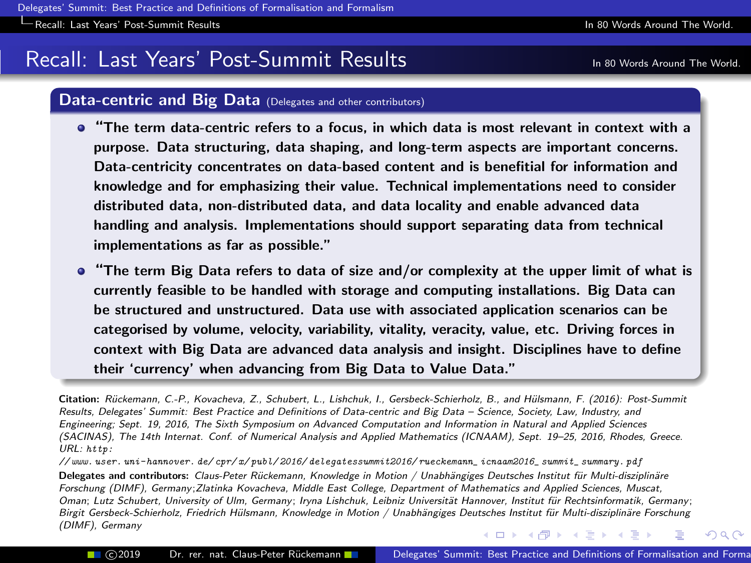# Recall: Last Years' Post-Summit Results

## Data-centric and Big Data (Delegates and other contributors)

- **"The term data-centric refers to a focus, in which data is most relevant in context with a purpose. Data structuring, data shaping, and long-term aspects are important concerns. Data-centricity concentrates on data-based content and is benefitial for information and knowledge and for emphasizing their value. Technical implementations need to consider distributed data, non-distributed data, and data locality and enable advanced data handling and analysis. Implementations should support separating data from technical implementations as far as possible."**
- **"The term Big Data refers to data of size and/or complexity at the upper limit of what is currently feasible to be handled with storage and computing installations. Big Data can be structured and unstructured. Data use with associated application scenarios can be categorised by volume, velocity, variability, vitality, veracity, value, etc. Driving forces in context with Big Data are advanced data analysis and insight. Disciplines have to define their 'currency' when advancing from Big Data to Value Data."**

**Citation:** *Rückemann, C.-P., Kovacheva, Z., Schubert, L., Lishchuk, I., Gersbeck-Schierholz, B., and Hülsmann, F. (2016): Post-Summit Results, Delegates' Summit: Best Practice and Definitions of Data-centric and Big Data – Science, Society, Law, Industry, and Engineering; Sept. 19, 2016, The Sixth Symposium on Advanced Computation and Information in Natural and Applied Sciences (SACINAS), The 14th Internat. Conf. of Numerical Analysis and Applied Mathematics (ICNAAM), Sept. 19–25, 2016, Rhodes, Greece. URL: http://www.user.uni-hannover.de/cpr/x/publ/2016/delegatessummit2016/rueckemann_icnaam2016_summit_summary.pdf*

**Delegates and contributors:** *Claus-Peter Rückemann, Knowledge in Motion / Unabhängiges Deutsches Institut für Multi-disziplinäre Forschung (DIMF), Germany;Zlatinka Kovacheva, Middle East College, Department of Mathematics and Applied Sciences, Muscat, Oman; Lutz Schubert, University of Ulm, Germany; Iryna Lishchuk, Leibniz Universität Hannover, Institut für Rechtsinformatik, Germany; Birgit Gersbeck-Schierholz, Friedrich Hülsmann, Knowledge in Motion / Unabhängiges Deutsches Institut für Multi-disziplinäre Forschung (DIMF), Germany*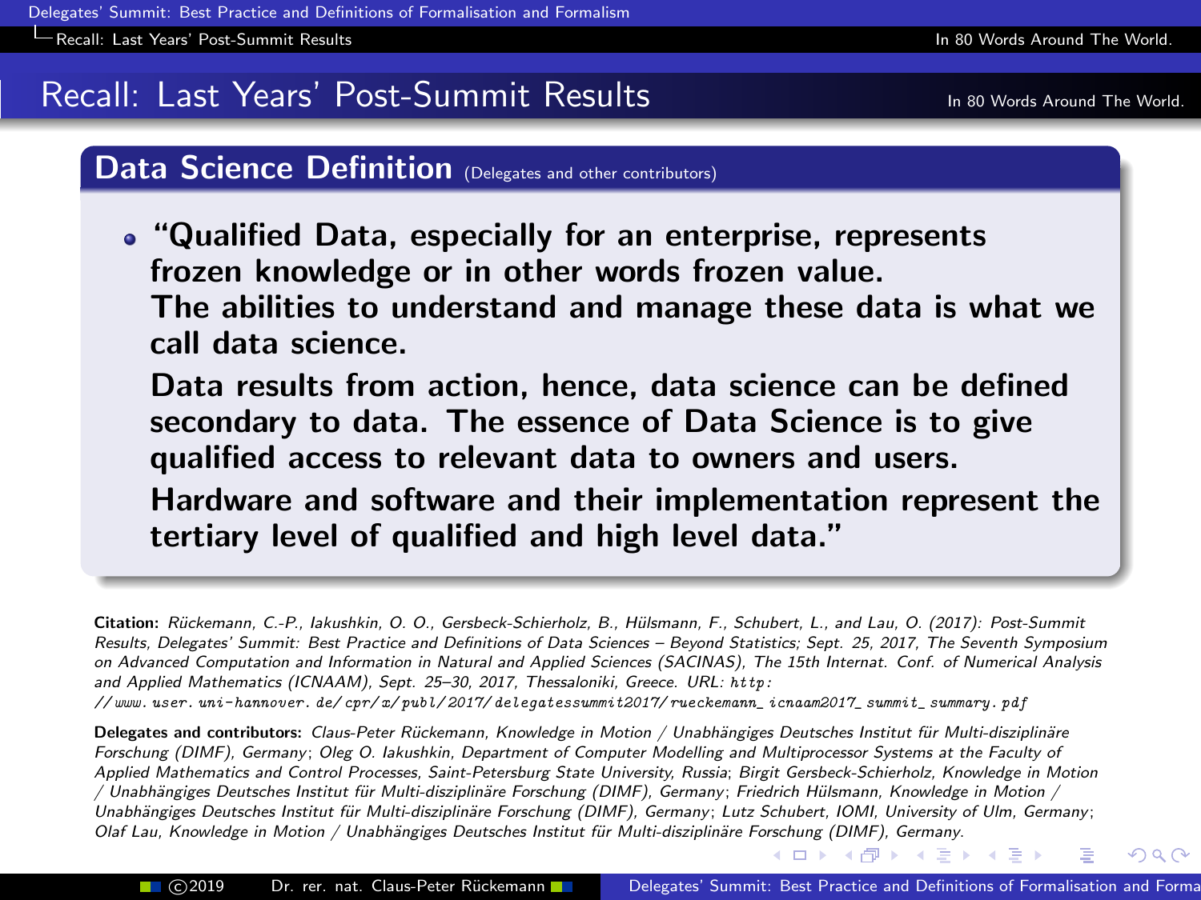# Recall: Last Years' Post-Summit Results

## Data Science Definition (Delegates and other contributors)

- **"Qualified Data, especially for an enterprise, represents frozen knowledge or in other words frozen value.**
  **The abilities to understand and manage these data is what we call data science.**
  **Data results from action, hence, data science can be defined secondary to data. The essence of Data Science is to give qualified access to relevant data to owners and users.**
  **Hardware and software and their implementation represent the tertiary level of qualified and high level data."**

**Citation:** *Rückemann, C.-P., Iakushkin, O. O., Gersbeck-Schierholz, B., Hülsmann, F., Schubert, L., and Lau, O. (2017): Post-Summit Results, Delegates' Summit: Best Practice and Definitions of Data Sciences – Beyond Statistics; Sept. 25, 2017, The Seventh Symposium on Advanced Computation and Information in Natural and Applied Sciences (SACINAS), The 15th Internat. Conf. of Numerical Analysis and Applied Mathematics (ICNAAM), Sept. 25–30, 2017, Thessaloniki, Greece. URL: http://www.user.uni-hannover.de/cpr/x/publ/2017/delegatessummit2017/rueckemann_icnaam2017_summit_summary.pdf*

**Delegates and contributors:** *Claus-Peter Rückemann, Knowledge in Motion / Unabhängiges Deutsches Institut für Multi-disziplinäre Forschung (DIMF), Germany; Oleg O. Iakushkin, Department of Computer Modelling and Multiprocessor Systems at the Faculty of Applied Mathematics and Control Processes, Saint-Petersburg State University, Russia; Birgit Gersbeck-Schierholz, Knowledge in Motion / Unabhängiges Deutsches Institut für Multi-disziplinäre Forschung (DIMF), Germany; Friedrich Hülsmann, Knowledge in Motion / Unabhängiges Deutsches Institut für Multi-disziplinäre Forschung (DIMF), Germany; Lutz Schubert, IOMI, University of Ulm, Germany; Olaf Lau, Knowledge in Motion / Unabhängiges Deutsches Institut für Multi-disziplinäre Forschung (DIMF), Germany.*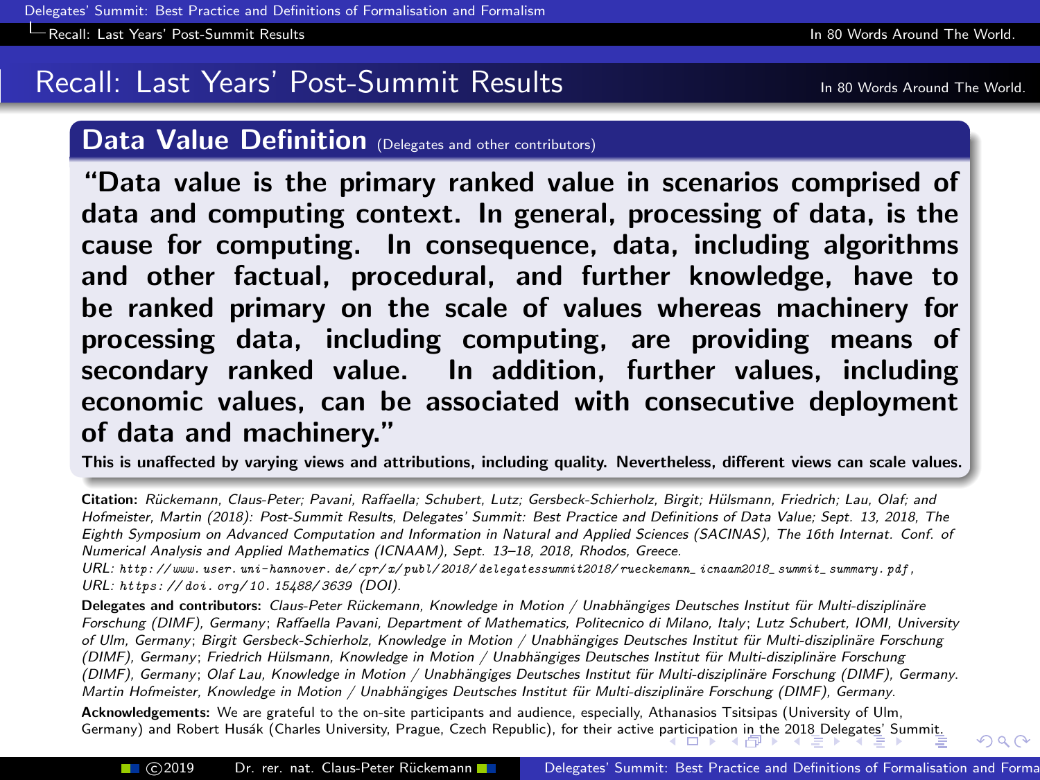# Recall: Last Years' Post-Summit Results

## Data Value Definition (Delegates and other contributors)

**"Data value is the primary ranked value in scenarios comprised of data and computing context. In general, processing of data, is the cause for computing. In consequence, data, including algorithms and other factual, procedural, and further knowledge, have to be ranked primary on the scale of values whereas machinery for processing data, including computing, are providing means of secondary ranked value. In addition, further values, including economic values, can be associated with consecutive deployment of data and machinery."**

**This is unaffected by varying views and attributions, including quality. Nevertheless, different views can scale values.**

**Citation:** *Rückemann, Claus-Peter; Pavani, Raffaella; Schubert, Lutz; Gersbeck-Schierholz, Birgit; Hülsmann, Friedrich; Lau, Olaf; and Hofmeister, Martin (2018): Post-Summit Results, Delegates' Summit: Best Practice and Definitions of Data Value; Sept. 13, 2018, The Eighth Symposium on Advanced Computation and Information in Natural and Applied Sciences (SACINAS), The 16th Internat. Conf. of Numerical Analysis and Applied Mathematics (ICNAAM), Sept. 13–18, 2018, Rhodos, Greece.*
*URL: http://www.user.uni-hannover.de/cpr/x/publ/2018/delegatessummit2018/rueckemann_icnaam2018_summit_summary.pdf,*
*URL: https://doi.org/10.15488/3639 (DOI).*

**Delegates and contributors:** *Claus-Peter Rückemann, Knowledge in Motion / Unabhängiges Deutsches Institut für Multi-disziplinäre Forschung (DIMF), Germany; Raffaella Pavani, Department of Mathematics, Politecnico di Milano, Italy; Lutz Schubert, IOMI, University of Ulm, Germany; Birgit Gersbeck-Schierholz, Knowledge in Motion / Unabhängiges Deutsches Institut für Multi-disziplinäre Forschung (DIMF), Germany; Friedrich Hülsmann, Knowledge in Motion / Unabhängiges Deutsches Institut für Multi-disziplinäre Forschung (DIMF), Germany; Olaf Lau, Knowledge in Motion / Unabhängiges Deutsches Institut für Multi-disziplinäre Forschung (DIMF), Germany. Martin Hofmeister, Knowledge in Motion / Unabhängiges Deutsches Institut für Multi-disziplinäre Forschung (DIMF), Germany.*

**Acknowledgements:** We are grateful to the on-site participants and audience, especially, Athanasios Tsitsipas (University of Ulm, Germany) and Robert Husák (Charles University, Prague, Czech Republic), for their active participation in the 2018 Delegates' Summit.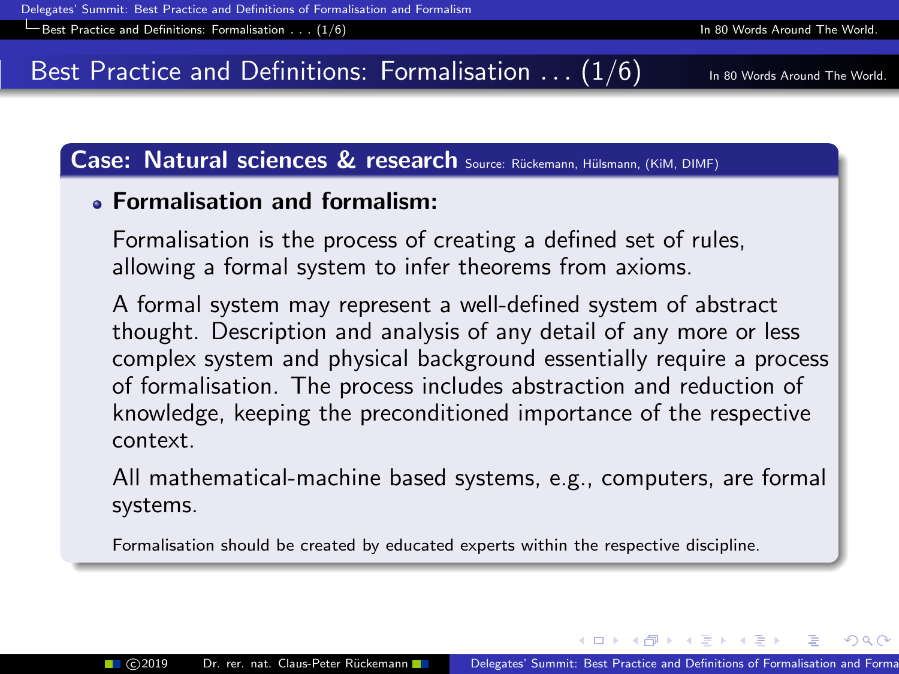# Best Practice and Definitions: Formalisation . . . (1/6)

## Case: Natural sciences & research

Source: Rückemann, Hülsmann, (KiM, DIMF)

- **Formalisation and formalism:**

  Formalisation is the process of creating a defined set of rules, allowing a formal system to infer theorems from axioms.

  A formal system may represent a well-defined system of abstract thought. Description and analysis of any detail of any more or less complex system and physical background essentially require a process of formalisation. The process includes abstraction and reduction of knowledge, keeping the preconditioned importance of the respective context.

  All mathematical-machine based systems, e.g., computers, are formal systems.

Formalisation should be created by educated experts within the respective discipline.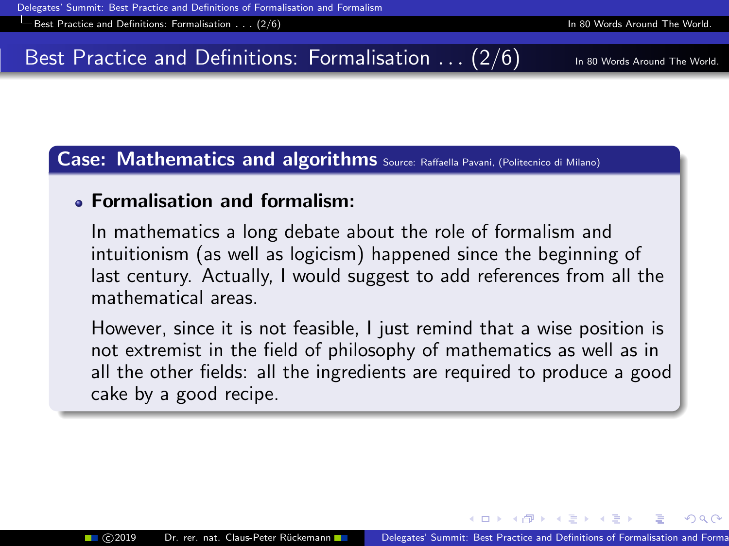## Best Practice and Definitions: Formalisation . . . (2/6)

### Case: Mathematics and algorithms Source: Raffaella Pavani, (Politecnico di Milano)

- **Formalisation and formalism:**

  In mathematics a long debate about the role of formalism and intuitionism (as well as logicism) happened since the beginning of last century. Actually, I would suggest to add references from all the mathematical areas.

  However, since it is not feasible, I just remind that a wise position is not extremist in the field of philosophy of mathematics as well as in all the other fields: all the ingredients are required to produce a good cake by a good recipe.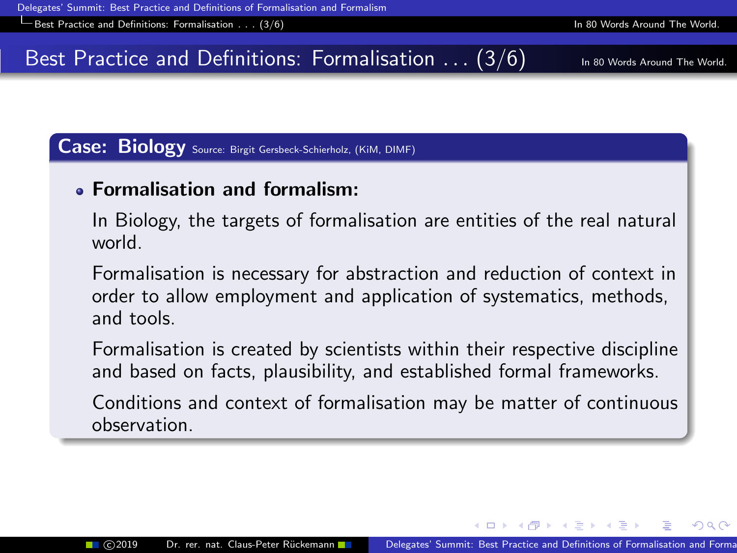# Best Practice and Definitions: Formalisation ... (3/6)

## Case: Biology

Source: Birgit Gersbeck-Schierholz, (KiM, DIMF)

- **Formalisation and formalism:**

  In Biology, the targets of formalisation are entities of the real natural world.

  Formalisation is necessary for abstraction and reduction of context in order to allow employment and application of systematics, methods, and tools.

  Formalisation is created by scientists within their respective discipline and based on facts, plausibility, and established formal frameworks.

  Conditions and context of formalisation may be matter of continuous observation.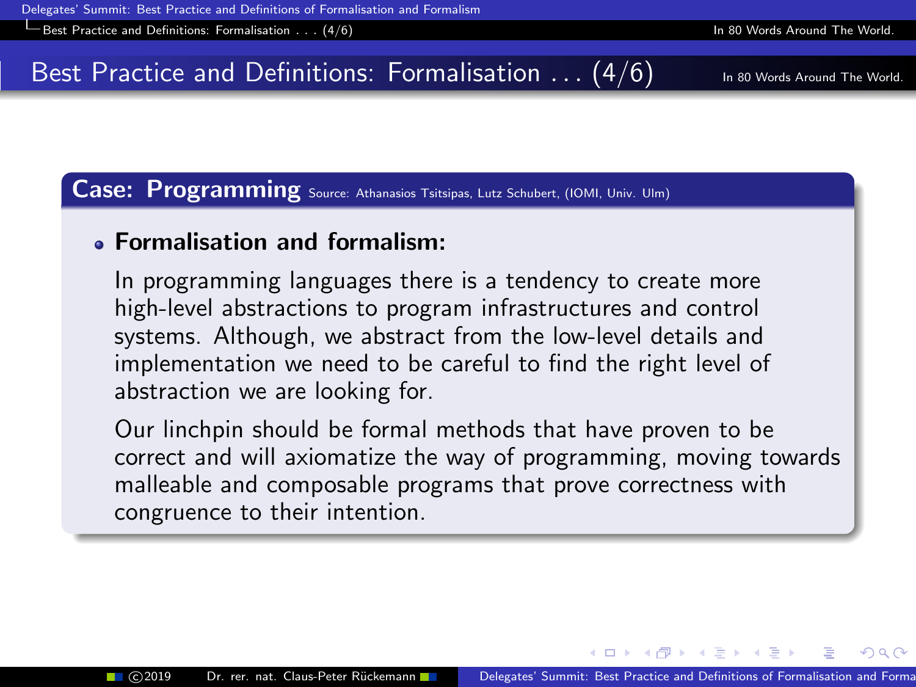# Best Practice and Definitions: Formalisation ... (4/6)

## Case: Programming

Source: Athanasios Tsitsipas, Lutz Schubert, (IOMI, Univ. Ulm)

- **Formalisation and formalism:**

  In programming languages there is a tendency to create more high-level abstractions to program infrastructures and control systems. Although, we abstract from the low-level details and implementation we need to be careful to find the right level of abstraction we are looking for.

  Our linchpin should be formal methods that have proven to be correct and will axiomatize the way of programming, moving towards malleable and composable programs that prove correctness with congruence to their intention.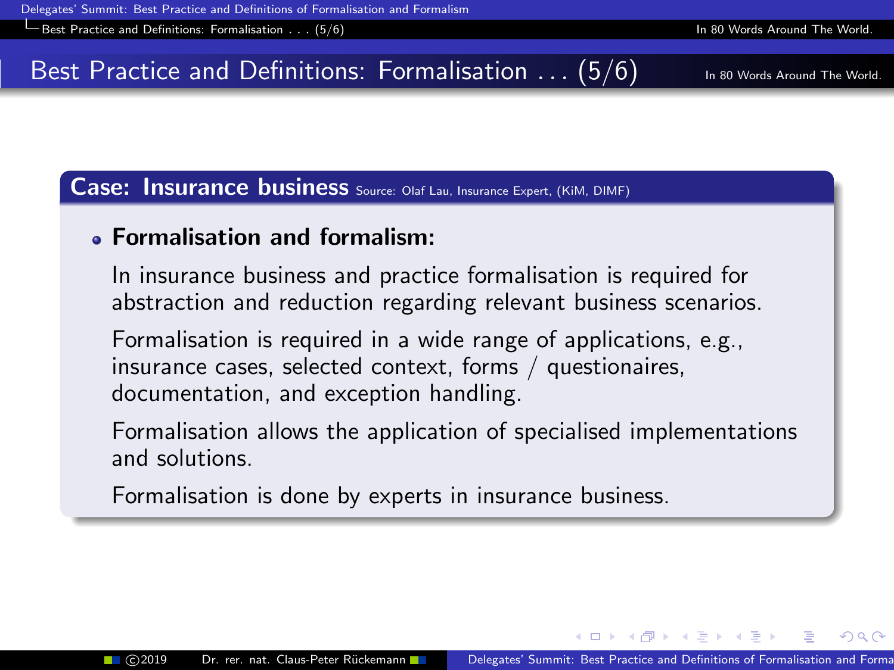# Best Practice and Definitions: Formalisation . . . (5/6)

## Case: Insurance business

Source: Olaf Lau, Insurance Expert, (KiM, DIMF)

- **Formalisation and formalism:**

  In insurance business and practice formalisation is required for abstraction and reduction regarding relevant business scenarios.

  Formalisation is required in a wide range of applications, e.g., insurance cases, selected context, forms / questionaires, documentation, and exception handling.

  Formalisation allows the application of specialised implementations and solutions.

  Formalisation is done by experts in insurance business.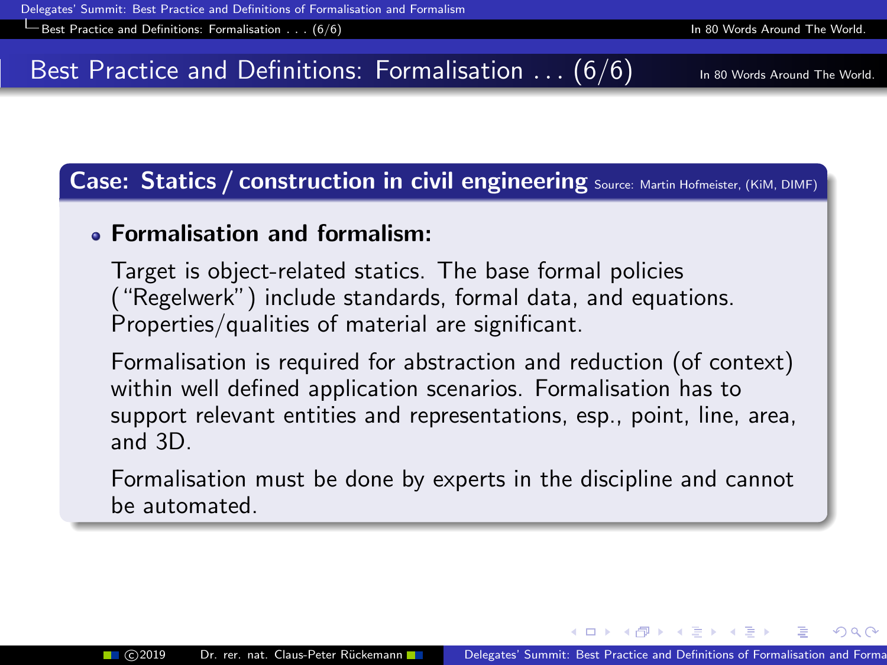# Best Practice and Definitions: Formalisation . . . (6/6)

## Case: Statics / construction in civil engineering Source: Martin Hofmeister, (KiM, DIMF)

- **Formalisation and formalism:**

  Target is object-related statics. The base formal policies ("Regelwerk") include standards, formal data, and equations. Properties/qualities of material are significant.

  Formalisation is required for abstraction and reduction (of context) within well defined application scenarios. Formalisation has to support relevant entities and representations, esp., point, line, area, and 3D.

  Formalisation must be done by experts in the discipline and cannot be automated.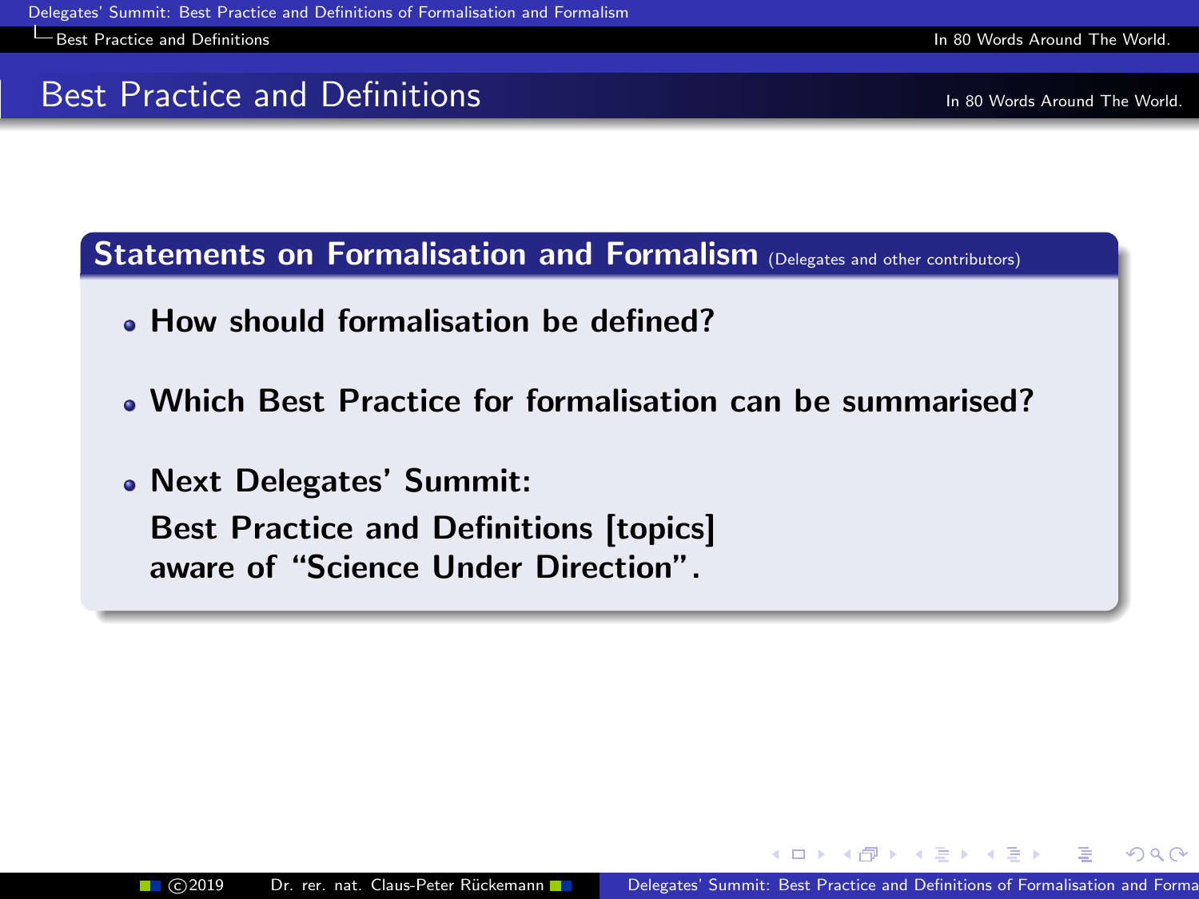# Best Practice and Definitions

In 80 Words Around The World.

## Statements on Formalisation and Formalism (Delegates and other contributors)

- **How should formalisation be defined?**
- **Which Best Practice for formalisation can be summarised?**
- **Next Delegates' Summit:**
  **Best Practice and Definitions [topics]**
  **aware of "Science Under Direction".**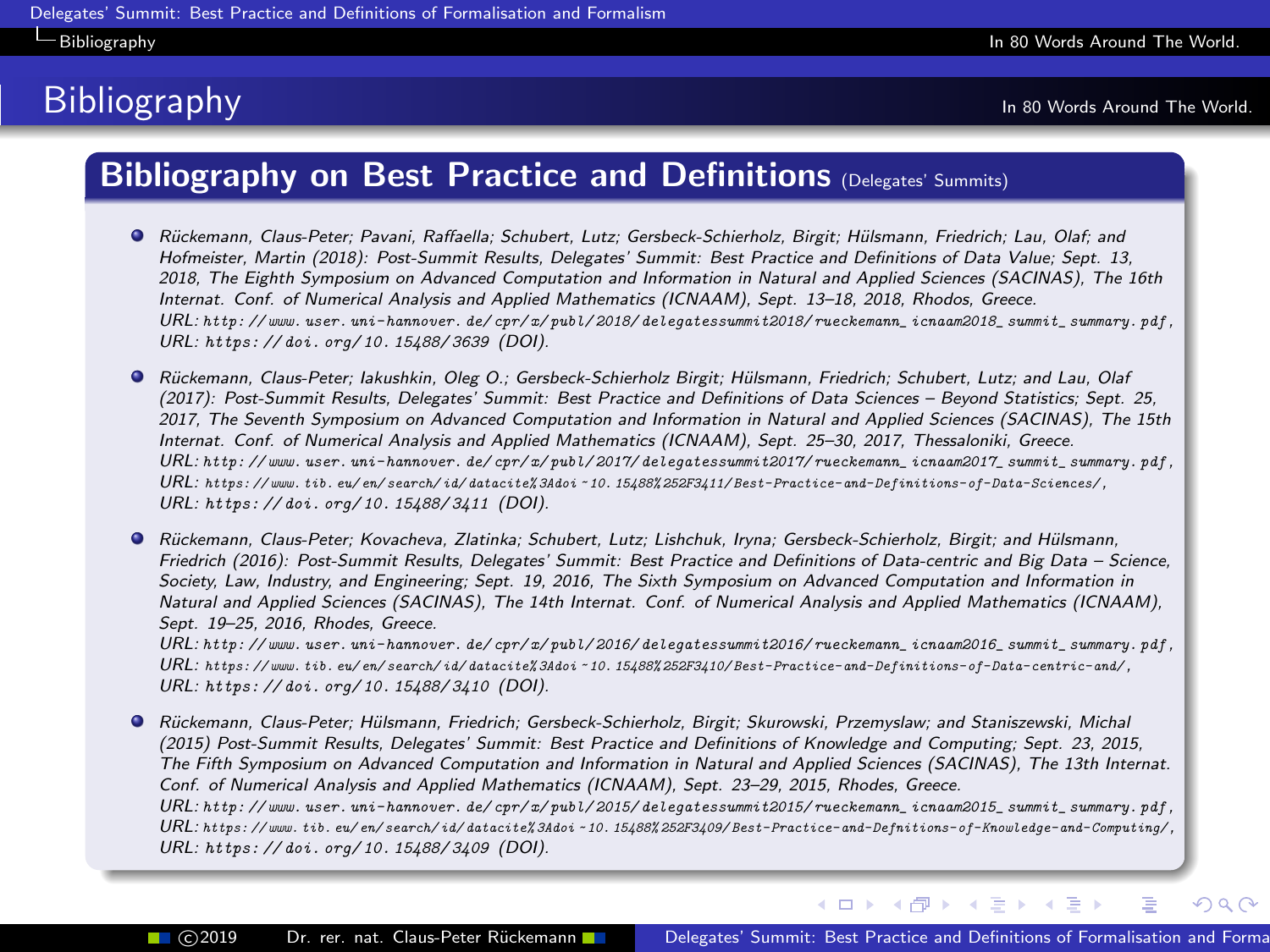# Bibliography

## Bibliography on Best Practice and Definitions (Delegates' Summits)

- *Rückemann, Claus-Peter; Pavani, Raffaella; Schubert, Lutz; Gersbeck-Schierholz, Birgit; Hülsmann, Friedrich; Lau, Olaf; and Hofmeister, Martin (2018): Post-Summit Results, Delegates' Summit: Best Practice and Definitions of Data Value; Sept. 13, 2018, The Eighth Symposium on Advanced Computation and Information in Natural and Applied Sciences (SACINAS), The 16th Internat. Conf. of Numerical Analysis and Applied Mathematics (ICNAAM), Sept. 13–18, 2018, Rhodos, Greece.*
  *URL:* http://www.user.uni-hannover.de/cpr/x/publ/2018/delegatessummit2018/rueckemann_icnaam2018_summit_summary.pdf,
  *URL:* https://doi.org/10.15488/3639 *(DOI).*

- *Rückemann, Claus-Peter; Iakushkin, Oleg O.; Gersbeck-Schierholz Birgit; Hülsmann, Friedrich; Schubert, Lutz; and Lau, Olaf (2017): Post-Summit Results, Delegates' Summit: Best Practice and Definitions of Data Sciences – Beyond Statistics; Sept. 25, 2017, The Seventh Symposium on Advanced Computation and Information in Natural and Applied Sciences (SACINAS), The 15th Internat. Conf. of Numerical Analysis and Applied Mathematics (ICNAAM), Sept. 25–30, 2017, Thessaloniki, Greece.*
  *URL:* http://www.user.uni-hannover.de/cpr/x/publ/2017/delegatessummit2017/rueckemann_icnaam2017_summit_summary.pdf,
  *URL:* https://www.tib.eu/en/search/id/datacite%3Adoi~10.15488%252F3411/Best-Practice-and-Definitions-of-Data-Sciences/,
  *URL:* https://doi.org/10.15488/3411 *(DOI).*

- *Rückemann, Claus-Peter; Kovacheva, Zlatinka; Schubert, Lutz; Lishchuk, Iryna; Gersbeck-Schierholz, Birgit; and Hülsmann, Friedrich (2016): Post-Summit Results, Delegates' Summit: Best Practice and Definitions of Data-centric and Big Data – Science, Society, Law, Industry, and Engineering; Sept. 19, 2016, The Sixth Symposium on Advanced Computation and Information in Natural and Applied Sciences (SACINAS), The 14th Internat. Conf. of Numerical Analysis and Applied Mathematics (ICNAAM), Sept. 19–25, 2016, Rhodes, Greece.*
  *URL:* http://www.user.uni-hannover.de/cpr/x/publ/2016/delegatessummit2016/rueckemann_icnaam2016_summit_summary.pdf,
  *URL:* https://www.tib.eu/en/search/id/datacite%3Adoi~10.15488%252F3410/Best-Practice-and-Definitions-of-Data-centric-and/,
  *URL:* https://doi.org/10.15488/3410 *(DOI).*

- *Rückemann, Claus-Peter; Hülsmann, Friedrich; Gersbeck-Schierholz, Birgit; Skurowski, Przemyslaw; and Staniszewski, Michal (2015) Post-Summit Results, Delegates' Summit: Best Practice and Definitions of Knowledge and Computing; Sept. 23, 2015, The Fifth Symposium on Advanced Computation and Information in Natural and Applied Sciences (SACINAS), The 13th Internat. Conf. of Numerical Analysis and Applied Mathematics (ICNAAM), Sept. 23–29, 2015, Rhodes, Greece.*
  *URL:* http://www.user.uni-hannover.de/cpr/x/publ/2015/delegatessummit2015/rueckemann_icnaam2015_summit_summary.pdf,
  *URL:* https://www.tib.eu/en/search/id/datacite%3Adoi~10.15488%252F3409/Best-Practice-and-Defnitions-of-Knowledge-and-Computing/,
  *URL:* https://doi.org/10.15488/3409 *(DOI).*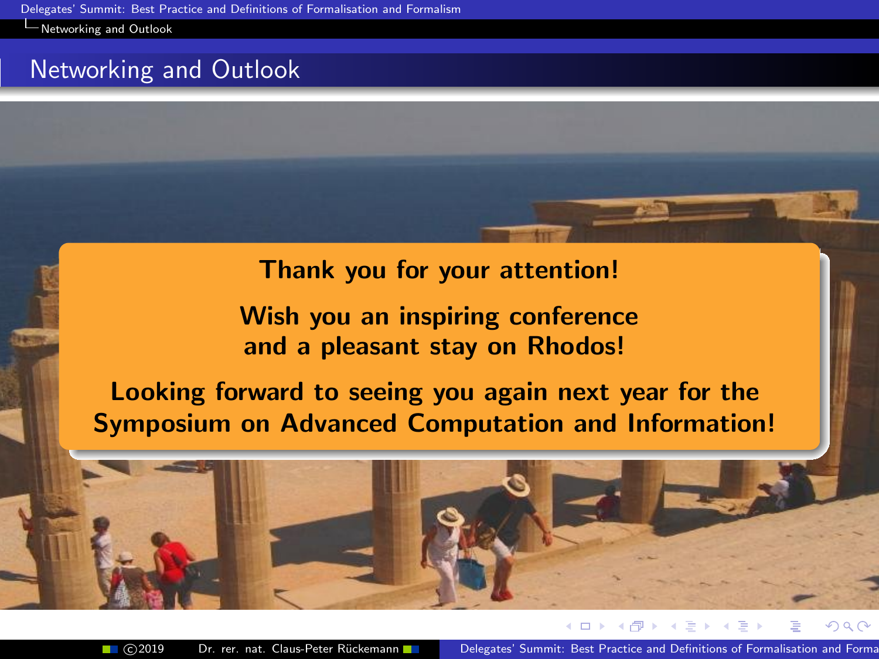# Networking and Outlook

**Thank you for your attention!**

**Wish you an inspiring conference and a pleasant stay on Rhodos!**

**Looking forward to seeing you again next year for the Symposium on Advanced Computation and Information!**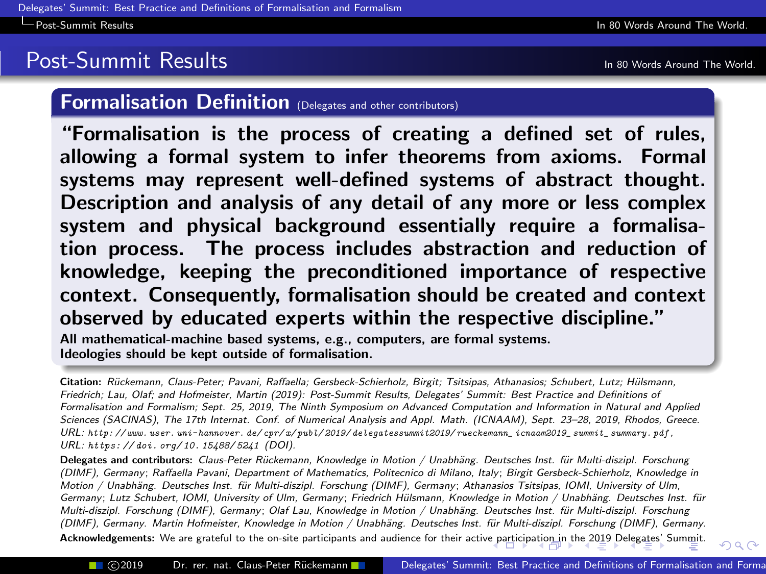## Post-Summit Results

In 80 Words Around The World.

### Formalisation Definition (Delegates and other contributors)

**"Formalisation is the process of creating a defined set of rules, allowing a formal system to infer theorems from axioms. Formal systems may represent well-defined systems of abstract thought. Description and analysis of any detail of any more or less complex system and physical background essentially require a formalisation process. The process includes abstraction and reduction of knowledge, keeping the preconditioned importance of respective context. Consequently, formalisation should be created and context observed by educated experts within the respective discipline."**

**All mathematical-machine based systems, e.g., computers, are formal systems.**
**Ideologies should be kept outside of formalisation.**

**Citation:** *Rückemann, Claus-Peter; Pavani, Raffaella; Gersbeck-Schierholz, Birgit; Tsitsipas, Athanasios; Schubert, Lutz; Hülsmann, Friedrich; Lau, Olaf; and Hofmeister, Martin (2019): Post-Summit Results, Delegates' Summit: Best Practice and Definitions of Formalisation and Formalism; Sept. 25, 2019, The Ninth Symposium on Advanced Computation and Information in Natural and Applied Sciences (SACINAS), The 17th Internat. Conf. of Numerical Analysis and Appl. Math. (ICNAAM), Sept. 23–28, 2019, Rhodos, Greece. URL:* `http://www.user.uni-hannover.de/cpr/x/publ/2019/delegatessummit2019/rueckemann_icnaam2019_summit_summary.pdf`, *URL:* `https://doi.org/10.15488/5241` *(DOI).*

**Delegates and contributors:** *Claus-Peter Rückemann, Knowledge in Motion / Unabhäng. Deutsches Inst. für Multi-diszipl. Forschung (DIMF), Germany; Raffaella Pavani, Department of Mathematics, Politecnico di Milano, Italy; Birgit Gersbeck-Schierholz, Knowledge in Motion / Unabhäng. Deutsches Inst. für Multi-diszipl. Forschung (DIMF), Germany; Athanasios Tsitsipas, IOMI, University of Ulm, Germany; Lutz Schubert, IOMI, University of Ulm, Germany; Friedrich Hülsmann, Knowledge in Motion / Unabhäng. Deutsches Inst. für Multi-diszipl. Forschung (DIMF), Germany; Olaf Lau, Knowledge in Motion / Unabhäng. Deutsches Inst. für Multi-diszipl. Forschung (DIMF), Germany. Martin Hofmeister, Knowledge in Motion / Unabhäng. Deutsches Inst. für Multi-diszipl. Forschung (DIMF), Germany.*

**Acknowledgements:** We are grateful to the on-site participants and audience for their active participation in the 2019 Delegates' Summit.